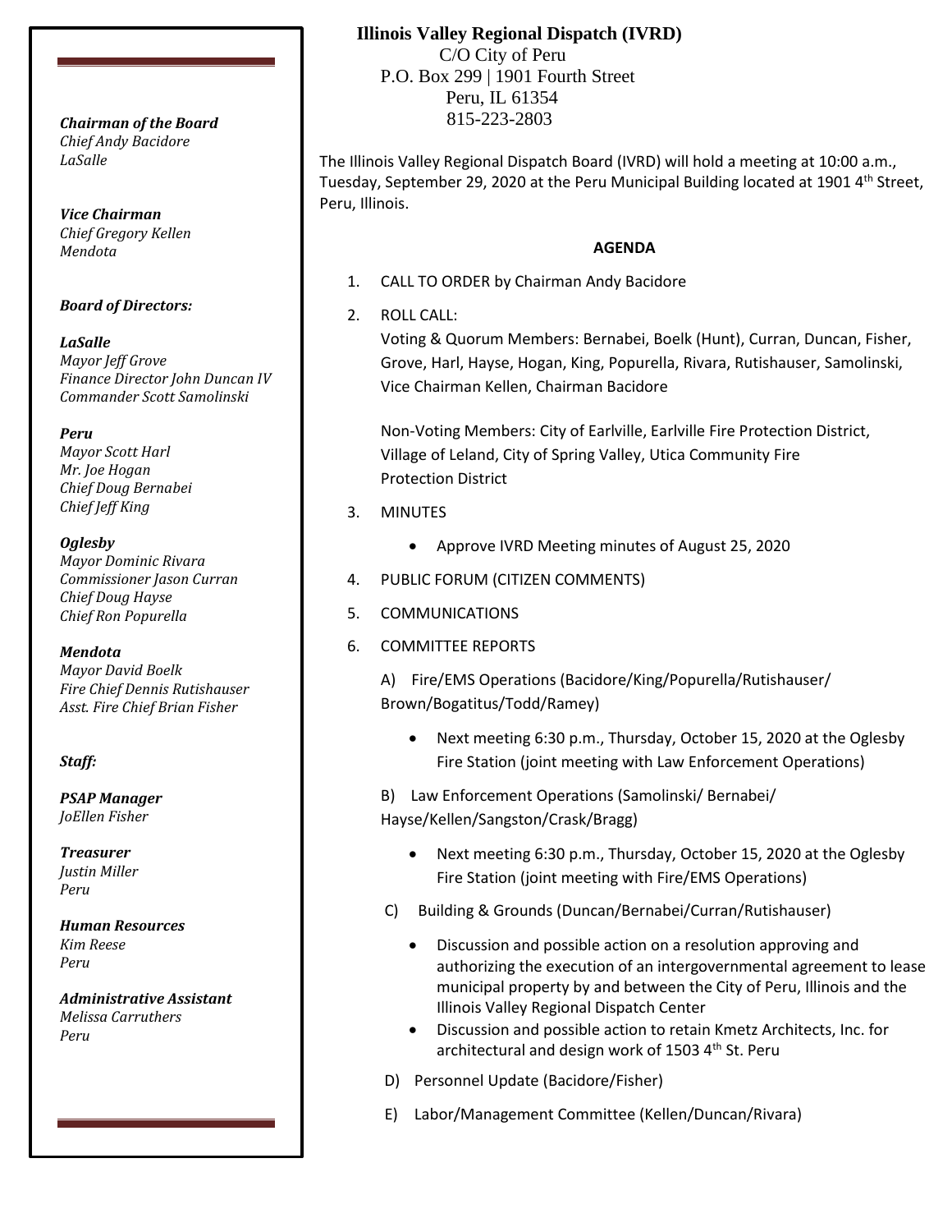# Illinois Valley Regional Dispatch (IVRD)

C/O City of Peru
P.O. Box 299 | 1901 Fourth Street
Peru, IL 61354
815-223-2803

***Chairman of the Board***
*Chief Andy Bacidore*
*LaSalle*

***Vice Chairman***
*Chief Gregory Kellen*
*Mendota*

***Board of Directors:***

***LaSalle***
*Mayor Jeff Grove*
*Finance Director John Duncan IV*
*Commander Scott Samolinski*

***Peru***
*Mayor Scott Harl*
*Mr. Joe Hogan*
*Chief Doug Bernabei*
*Chief Jeff King*

***Oglesby***
*Mayor Dominic Rivara*
*Commissioner Jason Curran*
*Chief Doug Hayse*
*Chief Ron Popurella*

***Mendota***
*Mayor David Boelk*
*Fire Chief Dennis Rutishauser*
*Asst. Fire Chief Brian Fisher*

***Staff:***

***PSAP Manager***
*JoEllen Fisher*

***Treasurer***
*Justin Miller*
*Peru*

***Human Resources***
*Kim Reese*
*Peru*

***Administrative Assistant***
*Melissa Carruthers*
*Peru*

The Illinois Valley Regional Dispatch Board (IVRD) will hold a meeting at 10:00 a.m., Tuesday, September 29, 2020 at the Peru Municipal Building located at 1901 4th Street, Peru, Illinois.

**AGENDA**

1. CALL TO ORDER by Chairman Andy Bacidore
2. ROLL CALL:
   Voting & Quorum Members: Bernabei, Boelk (Hunt), Curran, Duncan, Fisher, Grove, Harl, Hayse, Hogan, King, Popurella, Rivara, Rutishauser, Samolinski, Vice Chairman Kellen, Chairman Bacidore

   Non-Voting Members: City of Earlville, Earlville Fire Protection District, Village of Leland, City of Spring Valley, Utica Community Fire Protection District
3. MINUTES
   - Approve IVRD Meeting minutes of August 25, 2020
4. PUBLIC FORUM (CITIZEN COMMENTS)
5. COMMUNICATIONS
6. COMMITTEE REPORTS

   A) Fire/EMS Operations (Bacidore/King/Popurella/Rutishauser/ Brown/Bogatitus/Todd/Ramey)
   - Next meeting 6:30 p.m., Thursday, October 15, 2020 at the Oglesby Fire Station (joint meeting with Law Enforcement Operations)

   B) Law Enforcement Operations (Samolinski/ Bernabei/ Hayse/Kellen/Sangston/Crask/Bragg)
   - Next meeting 6:30 p.m., Thursday, October 15, 2020 at the Oglesby Fire Station (joint meeting with Fire/EMS Operations)

   C) Building & Grounds (Duncan/Bernabei/Curran/Rutishauser)
   - Discussion and possible action on a resolution approving and authorizing the execution of an intergovernmental agreement to lease municipal property by and between the City of Peru, Illinois and the Illinois Valley Regional Dispatch Center
   - Discussion and possible action to retain Kmetz Architects, Inc. for architectural and design work of 1503 4th St. Peru

   D) Personnel Update (Bacidore/Fisher)

   E) Labor/Management Committee (Kellen/Duncan/Rivara)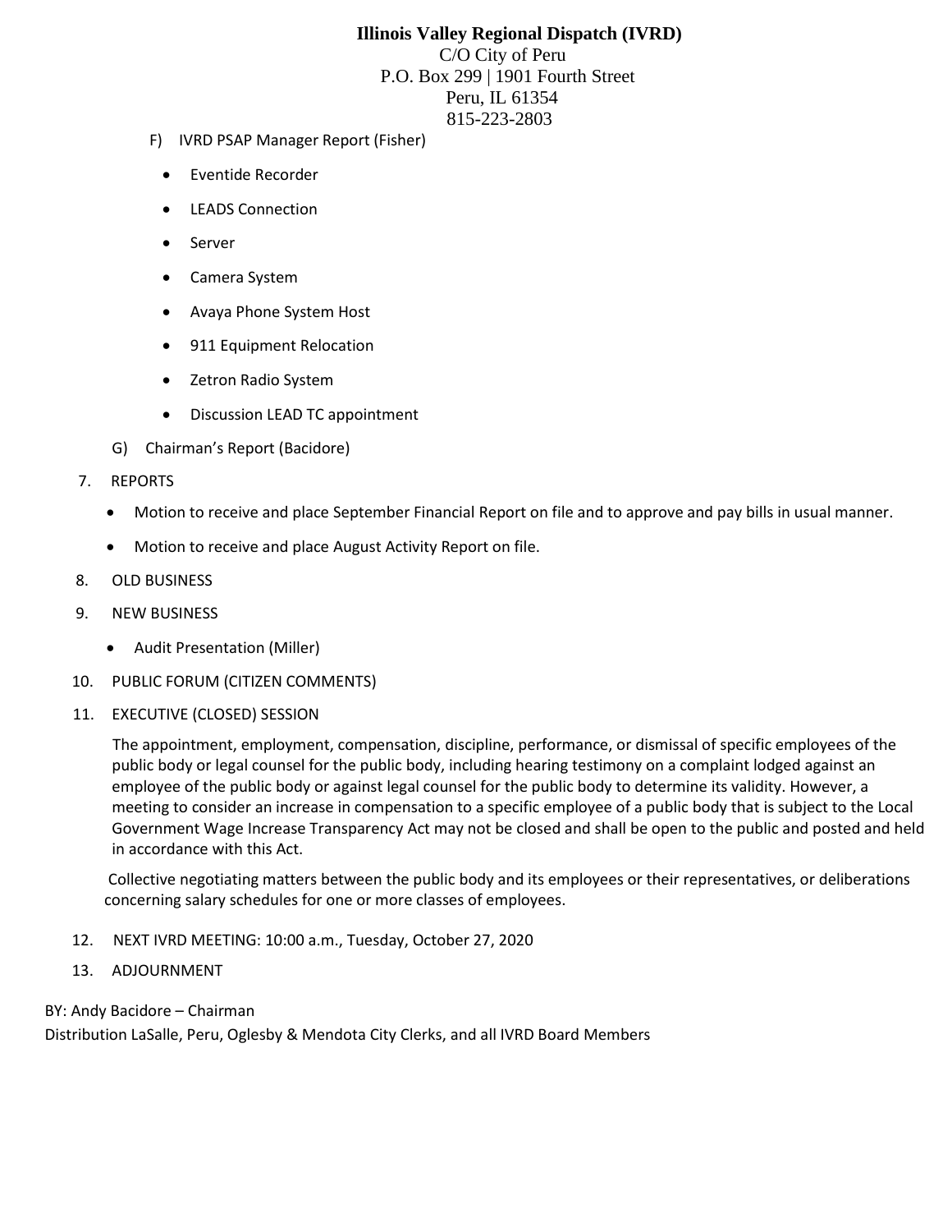**Illinois Valley Regional Dispatch (IVRD)**
C/O City of Peru
P.O. Box 299 | 1901 Fourth Street
Peru, IL 61354
815-223-2803

F) IVRD PSAP Manager Report (Fisher)

- Eventide Recorder
- LEADS Connection
- Server
- Camera System
- Avaya Phone System Host
- 911 Equipment Relocation
- Zetron Radio System
- Discussion LEAD TC appointment

G) Chairman's Report (Bacidore)

7. REPORTS
   - Motion to receive and place September Financial Report on file and to approve and pay bills in usual manner.
   - Motion to receive and place August Activity Report on file.
8. OLD BUSINESS
9. NEW BUSINESS
   - Audit Presentation (Miller)
10. PUBLIC FORUM (CITIZEN COMMENTS)
11. EXECUTIVE (CLOSED) SESSION

    The appointment, employment, compensation, discipline, performance, or dismissal of specific employees of the public body or legal counsel for the public body, including hearing testimony on a complaint lodged against an employee of the public body or against legal counsel for the public body to determine its validity. However, a meeting to consider an increase in compensation to a specific employee of a public body that is subject to the Local Government Wage Increase Transparency Act may not be closed and shall be open to the public and posted and held in accordance with this Act.

    Collective negotiating matters between the public body and its employees or their representatives, or deliberations concerning salary schedules for one or more classes of employees.
12. NEXT IVRD MEETING: 10:00 a.m., Tuesday, October 27, 2020
13. ADJOURNMENT

BY: Andy Bacidore – Chairman
Distribution LaSalle, Peru, Oglesby & Mendota City Clerks, and all IVRD Board Members